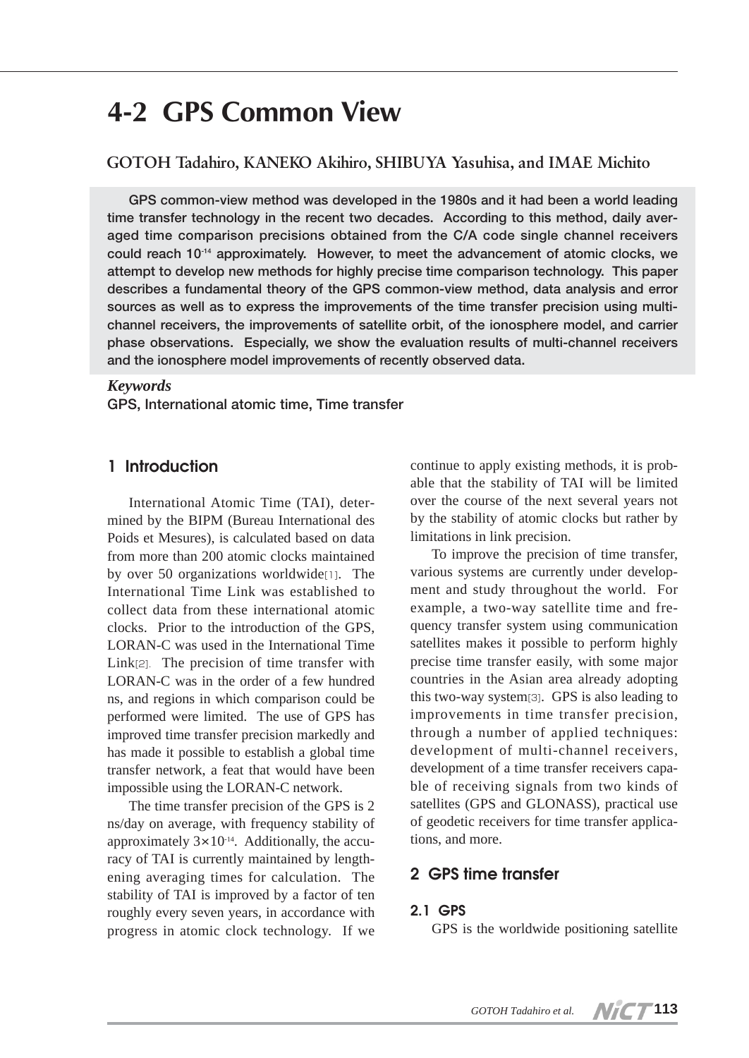# 4-2 GPS Common View

## GOTOH Tadahiro, KANEKO Akihiro, SHIBUYA Yasuhisa, and IMAE Michito

**GPS common-view method was developed in the 1980s and it had been a world leading time transfer technology in the recent two decades. According to this method, daily averaged time comparison precisions obtained from the C/A code single channel receivers could reach $10^{-14}$ approximately. However, to meet the advancement of atomic clocks, we attempt to develop new methods for highly precise time comparison technology. This paper describes a fundamental theory of the GPS common-view method, data analysis and error sources as well as to express the improvements of the time transfer precision using multi-channel receivers, the improvements of satellite orbit, of the ionosphere model, and carrier phase observations. Especially, we show the evaluation results of multi-channel receivers and the ionosphere model improvements of recently observed data.**

***Keywords***
GPS, International atomic time, Time transfer

## 1 Introduction

International Atomic Time (TAI), determined by the BIPM (Bureau International des Poids et Mesures), is calculated based on data from more than 200 atomic clocks maintained by over 50 organizations worldwide[1]. The International Time Link was established to collect data from these international atomic clocks. Prior to the introduction of the GPS, LORAN-C was used in the International Time Link[2]. The precision of time transfer with LORAN-C was in the order of a few hundred ns, and regions in which comparison could be performed were limited. The use of GPS has improved time transfer precision markedly and has made it possible to establish a global time transfer network, a feat that would have been impossible using the LORAN-C network.

The time transfer precision of the GPS is 2 ns/day on average, with frequency stability of approximately $3\times10^{-14}$. Additionally, the accuracy of TAI is currently maintained by lengthening averaging times for calculation. The stability of TAI is improved by a factor of ten roughly every seven years, in accordance with progress in atomic clock technology. If we continue to apply existing methods, it is probable that the stability of TAI will be limited over the course of the next several years not by the stability of atomic clocks but rather by limitations in link precision.

To improve the precision of time transfer, various systems are currently under development and study throughout the world. For example, a two-way satellite time and frequency transfer system using communication satellites makes it possible to perform highly precise time transfer easily, with some major countries in the Asian area already adopting this two-way system[3]. GPS is also leading to improvements in time transfer precision, through a number of applied techniques: development of multi-channel receivers, development of a time transfer receivers capable of receiving signals from two kinds of satellites (GPS and GLONASS), practical use of geodetic receivers for time transfer applications, and more.

## 2 GPS time transfer

### 2.1 GPS

GPS is the worldwide positioning satellite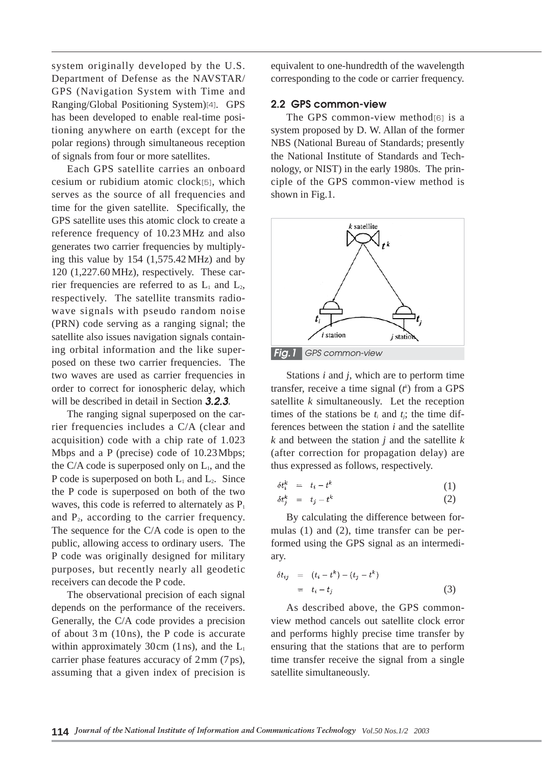system originally developed by the U.S. Department of Defense as the NAVSTAR/GPS (Navigation System with Time and Ranging/Global Positioning System)[4]. GPS has been developed to enable real-time positioning anywhere on earth (except for the polar regions) through simultaneous reception of signals from four or more satellites.

Each GPS satellite carries an onboard cesium or rubidium atomic clock[5], which serves as the source of all frequencies and time for the given satellite. Specifically, the GPS satellite uses this atomic clock to create a reference frequency of 10.23 MHz and also generates two carrier frequencies by multiplying this value by 154 (1,575.42 MHz) and by 120 (1,227.60 MHz), respectively. These carrier frequencies are referred to as $L_1$ and $L_2$, respectively. The satellite transmits radio-wave signals with pseudo random noise (PRN) code serving as a ranging signal; the satellite also issues navigation signals containing orbital information and the like superposed on these two carrier frequencies. The two waves are used as carrier frequencies in order to correct for ionospheric delay, which will be described in detail in Section ***3.2.3***.

The ranging signal superposed on the carrier frequencies includes a C/A (clear and acquisition) code with a chip rate of 1.023 Mbps and a P (precise) code of 10.23 Mbps; the C/A code is superposed only on $L_1$, and the P code is superposed on both $L_1$ and $L_2$. Since the P code is superposed on both of the two waves, this code is referred to alternately as $P_1$ and $P_2$, according to the carrier frequency. The sequence for the C/A code is open to the public, allowing access to ordinary users. The P code was originally designed for military purposes, but recently nearly all geodetic receivers can decode the P code.

The observational precision of each signal depends on the performance of the receivers. Generally, the C/A code provides a precision of about 3 m (10 ns), the P code is accurate within approximately 30 cm (1 ns), and the $L_1$ carrier phase features accuracy of 2 mm (7 ps), assuming that a given index of precision is equivalent to one-hundredth of the wavelength corresponding to the code or carrier frequency.

## 2.2 GPS common-view

The GPS common-view method[6] is a system proposed by D. W. Allan of the former NBS (National Bureau of Standards; presently the National Institute of Standards and Technology, or NIST) in the early 1980s. The principle of the GPS common-view method is shown in Fig.1.

**Fig.1** GPS common-view

Stations *i* and *j*, which are to perform time transfer, receive a time signal ($t^k$) from a GPS satellite *k* simultaneously. Let the reception times of the stations be $t_i$ and $t_j$; the time differences between the station *i* and the satellite *k* and between the station *j* and the satellite *k* (after correction for propagation delay) are thus expressed as follows, respectively.

$$\delta t_i^k = t_i - t^k \tag{1}$$

$$\delta t_j^k = t_j - t^k \tag{2}$$

By calculating the difference between formulas (1) and (2), time transfer can be performed using the GPS signal as an intermediary.

$$\begin{aligned} \delta t_{ij} &= (t_i - t^k) - (t_j - t^k) \\ &= t_i - t_j \end{aligned} \tag{3}$$

As described above, the GPS common-view method cancels out satellite clock error and performs highly precise time transfer by ensuring that the stations that are to perform time transfer receive the signal from a single satellite simultaneously.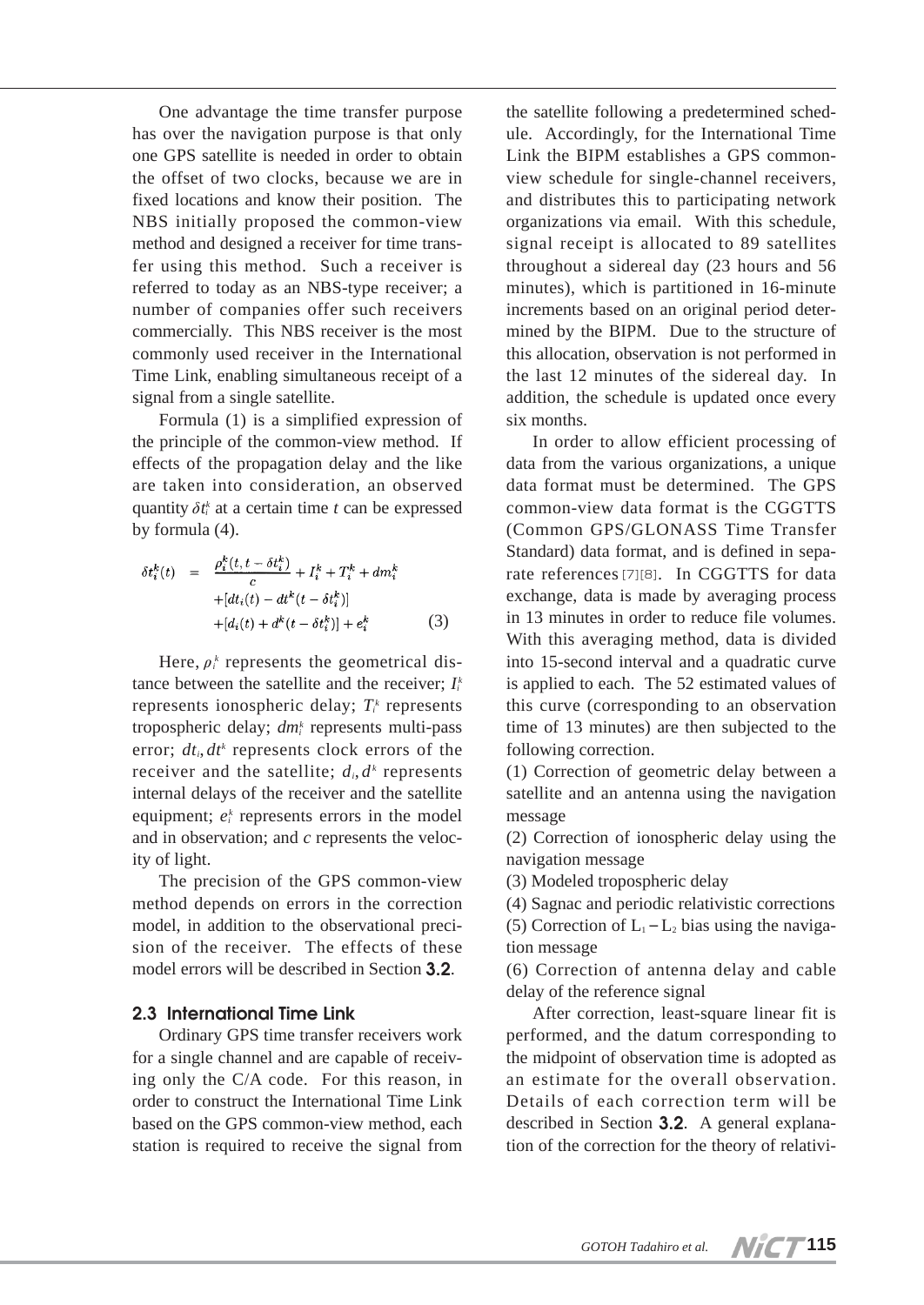One advantage the time transfer purpose has over the navigation purpose is that only one GPS satellite is needed in order to obtain the offset of two clocks, because we are in fixed locations and know their position. The NBS initially proposed the common-view method and designed a receiver for time transfer using this method. Such a receiver is referred to today as an NBS-type receiver; a number of companies offer such receivers commercially. This NBS receiver is the most commonly used receiver in the International Time Link, enabling simultaneous receipt of a signal from a single satellite.

Formula (1) is a simplified expression of the principle of the common-view method. If effects of the propagation delay and the like are taken into consideration, an observed quantity $\delta t_i^k$ at a certain time $t$ can be expressed by formula (4).

$$\begin{aligned}\delta t_i^k(t) \;=\; & \frac{\rho_i^k(t, t-\delta t_i^k)}{c} + I_i^k + T_i^k + dm_i^k \\ & + [dt_i(t) - dt^k(t-\delta t_i^k)] \\ & + [d_i(t) + d^k(t-\delta t_i^k)] + e_i^k \end{aligned} \qquad (3)$$

Here, $\rho_i^k$ represents the geometrical distance between the satellite and the receiver; $I_i^k$ represents ionospheric delay; $T_i^k$ represents tropospheric delay; $dm_i^k$ represents multi-pass error; $dt_i, dt^k$ represents clock errors of the receiver and the satellite; $d_i, d^k$ represents internal delays of the receiver and the satellite equipment; $e_i^k$ represents errors in the model and in observation; and $c$ represents the velocity of light.

The precision of the GPS common-view method depends on errors in the correction model, in addition to the observational precision of the receiver. The effects of these model errors will be described in Section **3.2**.

### 2.3 International Time Link

Ordinary GPS time transfer receivers work for a single channel and are capable of receiving only the C/A code. For this reason, in order to construct the International Time Link based on the GPS common-view method, each station is required to receive the signal from the satellite following a predetermined schedule. Accordingly, for the International Time Link the BIPM establishes a GPS common-view schedule for single-channel receivers, and distributes this to participating network organizations via email. With this schedule, signal receipt is allocated to 89 satellites throughout a sidereal day (23 hours and 56 minutes), which is partitioned in 16-minute increments based on an original period determined by the BIPM. Due to the structure of this allocation, observation is not performed in the last 12 minutes of the sidereal day. In addition, the schedule is updated once every six months.

In order to allow efficient processing of data from the various organizations, a unique data format must be determined. The GPS common-view data format is the CGGTTS (Common GPS/GLONASS Time Transfer Standard) data format, and is defined in separate references[7][8]. In CGGTTS for data exchange, data is made by averaging process in 13 minutes in order to reduce file volumes. With this averaging method, data is divided into 15-second interval and a quadratic curve is applied to each. The 52 estimated values of this curve (corresponding to an observation time of 13 minutes) are then subjected to the following correction.

(1) Correction of geometric delay between a satellite and an antenna using the navigation message

(2) Correction of ionospheric delay using the navigation message

(3) Modeled tropospheric delay

(4) Sagnac and periodic relativistic corrections

(5) Correction of $L_1 - L_2$ bias using the navigation message

(6) Correction of antenna delay and cable delay of the reference signal

After correction, least-square linear fit is performed, and the datum corresponding to the midpoint of observation time is adopted as an estimate for the overall observation. Details of each correction term will be described in Section **3.2**. A general explanation of the correction for the theory of relativi-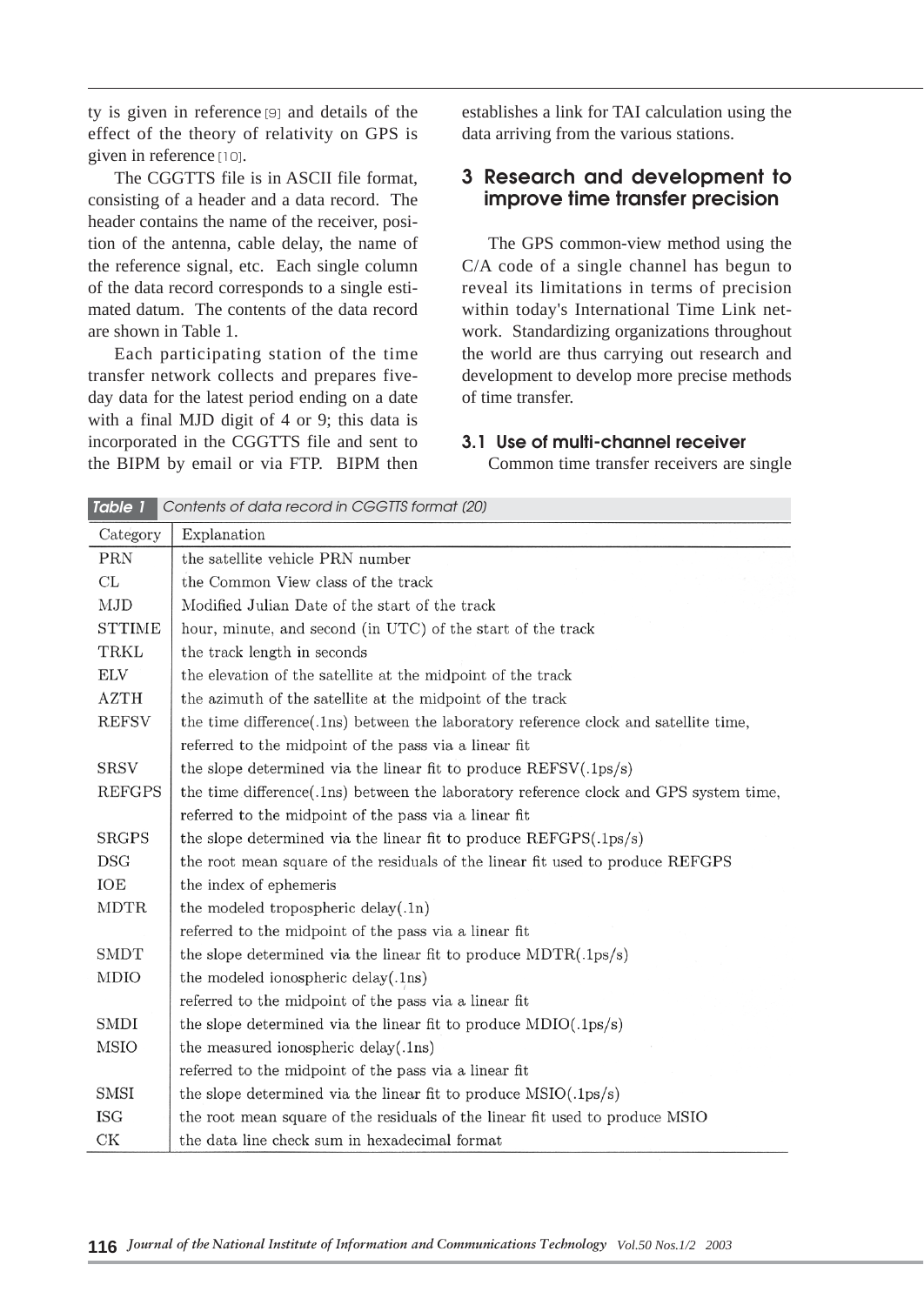ty is given in reference [9] and details of the effect of the theory of relativity on GPS is given in reference [10].

The CGGTTS file is in ASCII file format, consisting of a header and a data record. The header contains the name of the receiver, position of the antenna, cable delay, the name of the reference signal, etc. Each single column of the data record corresponds to a single estimated datum. The contents of the data record are shown in Table 1.

Each participating station of the time transfer network collects and prepares five-day data for the latest period ending on a date with a final MJD digit of 4 or 9; this data is incorporated in the CGGTTS file and sent to the BIPM by email or via FTP. BIPM then establishes a link for TAI calculation using the data arriving from the various stations.

## 3 Research and development to improve time transfer precision

The GPS common-view method using the C/A code of a single channel has begun to reveal its limitations in terms of precision within today's International Time Link network. Standardizing organizations throughout the world are thus carrying out research and development to develop more precise methods of time transfer.

### 3.1 Use of multi-channel receiver

Common time transfer receivers are single

**Table 1** Contents of data record in CGGTTS format (20)

| Category | Explanation |
|---|---|
| PRN | the satellite vehicle PRN number |
| CL | the Common View class of the track |
| MJD | Modified Julian Date of the start of the track |
| STTIME | hour, minute, and second (in UTC) of the start of the track |
| TRKL | the track length in seconds |
| ELV | the elevation of the satellite at the midpoint of the track |
| AZTH | the azimuth of the satellite at the midpoint of the track |
| REFSV | the time difference(.1ns) between the laboratory reference clock and satellite time, referred to the midpoint of the pass via a linear fit |
| SRSV | the slope determined via the linear fit to produce REFSV(.1ps/s) |
| REFGPS | the time difference(.1ns) between the laboratory reference clock and GPS system time, referred to the midpoint of the pass via a linear fit |
| SRGPS | the slope determined via the linear fit to produce REFGPS(.1ps/s) |
| DSG | the root mean square of the residuals of the linear fit used to produce REFGPS |
| IOE | the index of ephemeris |
| MDTR | the modeled tropospheric delay(.1n) referred to the midpoint of the pass via a linear fit |
| SMDT | the slope determined via the linear fit to produce MDTR(.1ps/s) |
| MDIO | the modeled ionospheric delay(.1ns) referred to the midpoint of the pass via a linear fit |
| SMDI | the slope determined via the linear fit to produce MDIO(.1ps/s) |
| MSIO | the measured ionospheric delay(.1ns) referred to the midpoint of the pass via a linear fit |
| SMSI | the slope determined via the linear fit to produce MSIO(.1ps/s) |
| ISG | the root mean square of the residuals of the linear fit used to produce MSIO |
| CK | the data line check sum in hexadecimal format |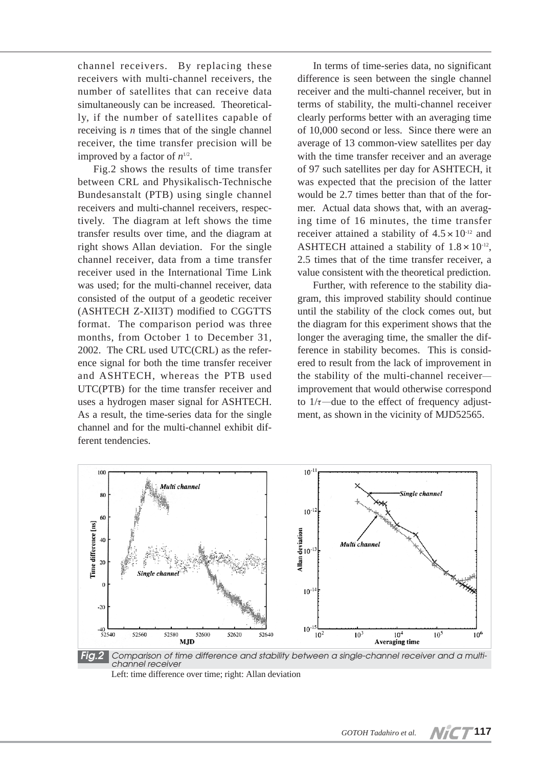channel receivers. By replacing these receivers with multi-channel receivers, the number of satellites that can receive data simultaneously can be increased. Theoretically, if the number of satellites capable of receiving is $n$ times that of the single channel receiver, the time transfer precision will be improved by a factor of $n^{1/2}$.

Fig.2 shows the results of time transfer between CRL and Physikalisch-Technische Bundesanstalt (PTB) using single channel receivers and multi-channel receivers, respectively. The diagram at left shows the time transfer results over time, and the diagram at right shows Allan deviation. For the single channel receiver, data from a time transfer receiver used in the International Time Link was used; for the multi-channel receiver, data consisted of the output of a geodetic receiver (ASHTECH Z-XII3T) modified to CGGTTS format. The comparison period was three months, from October 1 to December 31, 2002. The CRL used UTC(CRL) as the reference signal for both the time transfer receiver and ASHTECH, whereas the PTB used UTC(PTB) for the time transfer receiver and uses a hydrogen maser signal for ASHTECH. As a result, the time-series data for the single channel and for the multi-channel exhibit different tendencies.

In terms of time-series data, no significant difference is seen between the single channel receiver and the multi-channel receiver, but in terms of stability, the multi-channel receiver clearly performs better with an averaging time of 10,000 second or less. Since there were an average of 13 common-view satellites per day with the time transfer receiver and an average of 97 such satellites per day for ASHTECH, it was expected that the precision of the latter would be 2.7 times better than that of the former. Actual data shows that, with an averaging time of 16 minutes, the time transfer receiver attained a stability of $4.5 \times 10^{-12}$ and ASHTECH attained a stability of $1.8 \times 10^{-12}$, 2.5 times that of the time transfer receiver, a value consistent with the theoretical prediction.

Further, with reference to the stability diagram, this improved stability should continue until the stability of the clock comes out, but the diagram for this experiment shows that the longer the averaging time, the smaller the difference in stability becomes. This is considered to result from the lack of improvement in the stability of the multi-channel receiver—improvement that would otherwise correspond to $1/\tau$—due to the effect of frequency adjustment, as shown in the vicinity of MJD52565.

**Fig.2** Comparison of time difference and stability between a single-channel receiver and a multi-channel receiver

Left: time difference over time; right: Allan deviation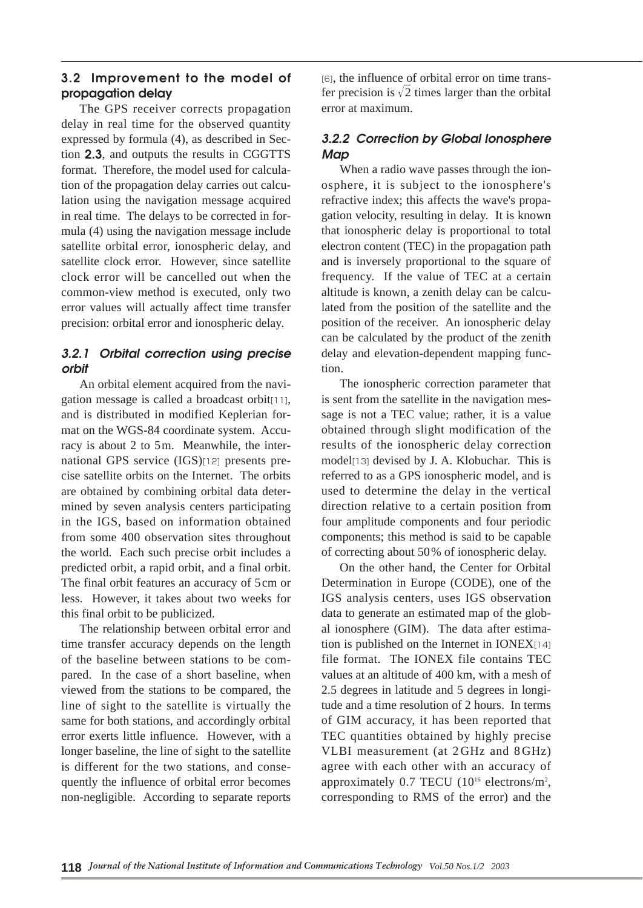### 3.2 Improvement to the model of propagation delay

The GPS receiver corrects propagation delay in real time for the observed quantity expressed by formula (4), as described in Section **2.3**, and outputs the results in CGGTTS format. Therefore, the model used for calculation of the propagation delay carries out calculation using the navigation message acquired in real time. The delays to be corrected in formula (4) using the navigation message include satellite orbital error, ionospheric delay, and satellite clock error. However, since satellite clock error will be cancelled out when the common-view method is executed, only two error values will actually affect time transfer precision: orbital error and ionospheric delay.

#### *3.2.1 Orbital correction using precise orbit*

An orbital element acquired from the navigation message is called a broadcast orbit[11], and is distributed in modified Keplerian format on the WGS-84 coordinate system. Accuracy is about 2 to 5 m. Meanwhile, the international GPS service (IGS)[12] presents precise satellite orbits on the Internet. The orbits are obtained by combining orbital data determined by seven analysis centers participating in the IGS, based on information obtained from some 400 observation sites throughout the world. Each such precise orbit includes a predicted orbit, a rapid orbit, and a final orbit. The final orbit features an accuracy of 5 cm or less. However, it takes about two weeks for this final orbit to be publicized.

The relationship between orbital error and time transfer accuracy depends on the length of the baseline between stations to be compared. In the case of a short baseline, when viewed from the stations to be compared, the line of sight to the satellite is virtually the same for both stations, and accordingly orbital error exerts little influence. However, with a longer baseline, the line of sight to the satellite is different for the two stations, and consequently the influence of orbital error becomes non-negligible. According to separate reports [6], the influence of orbital error on time transfer precision is $\sqrt{2}$ times larger than the orbital error at maximum.

#### *3.2.2 Correction by Global Ionosphere Map*

When a radio wave passes through the ionosphere, it is subject to the ionosphere's refractive index; this affects the wave's propagation velocity, resulting in delay. It is known that ionospheric delay is proportional to total electron content (TEC) in the propagation path and is inversely proportional to the square of frequency. If the value of TEC at a certain altitude is known, a zenith delay can be calculated from the position of the satellite and the position of the receiver. An ionospheric delay can be calculated by the product of the zenith delay and elevation-dependent mapping function.

The ionospheric correction parameter that is sent from the satellite in the navigation message is not a TEC value; rather, it is a value obtained through slight modification of the results of the ionospheric delay correction model[13] devised by J. A. Klobuchar. This is referred to as a GPS ionospheric model, and is used to determine the delay in the vertical direction relative to a certain position from four amplitude components and four periodic components; this method is said to be capable of correcting about 50% of ionospheric delay.

On the other hand, the Center for Orbital Determination in Europe (CODE), one of the IGS analysis centers, uses IGS observation data to generate an estimated map of the global ionosphere (GIM). The data after estimation is published on the Internet in IONEX[14] file format. The IONEX file contains TEC values at an altitude of 400 km, with a mesh of 2.5 degrees in latitude and 5 degrees in longitude and a time resolution of 2 hours. In terms of GIM accuracy, it has been reported that TEC quantities obtained by highly precise VLBI measurement (at 2 GHz and 8 GHz) agree with each other with an accuracy of approximately 0.7 TECU ($10^{16}$ electrons/$m^2$, corresponding to RMS of the error) and the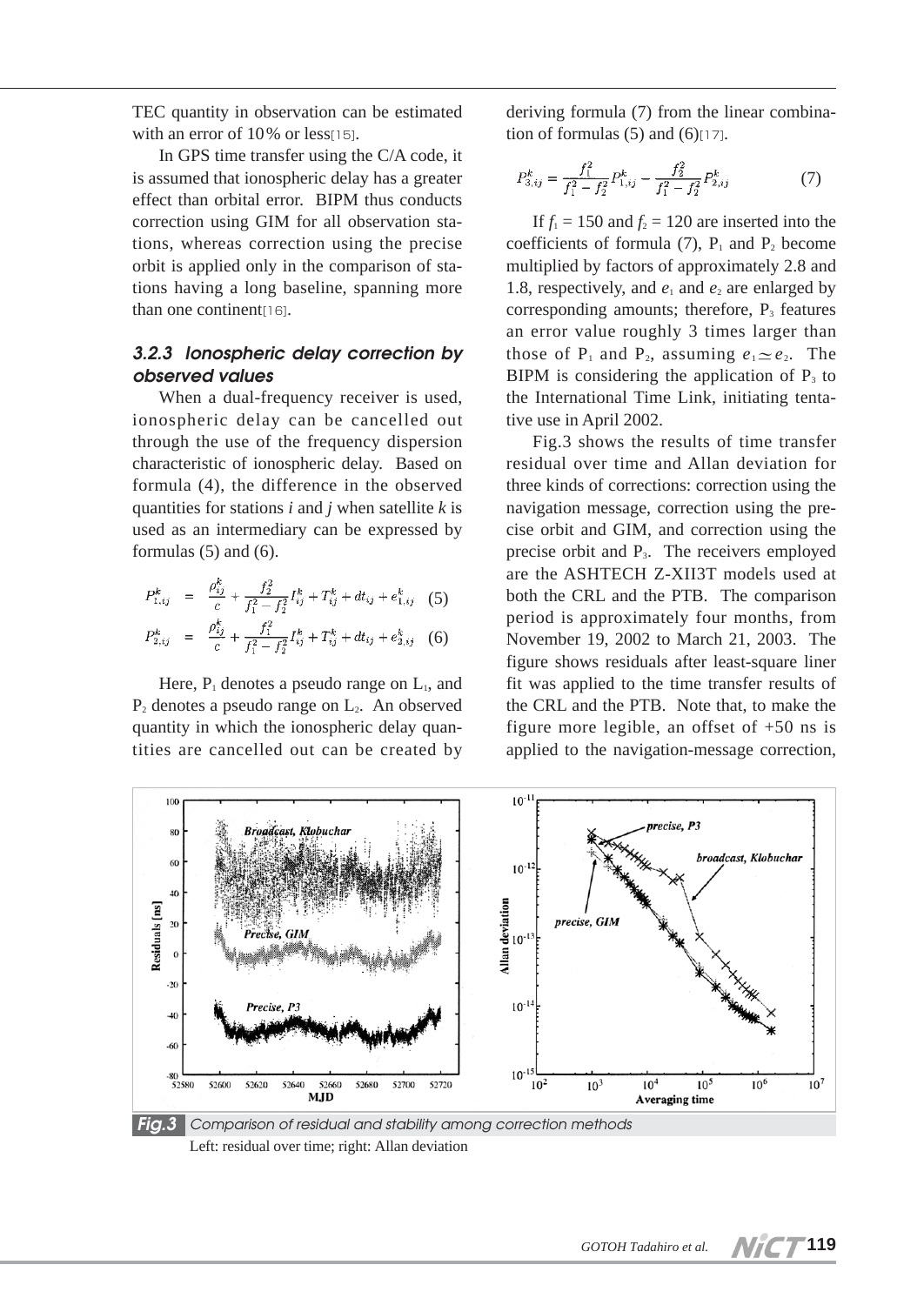TEC quantity in observation can be estimated with an error of 10% or less[15].

In GPS time transfer using the C/A code, it is assumed that ionospheric delay has a greater effect than orbital error. BIPM thus conducts correction using GIM for all observation stations, whereas correction using the precise orbit is applied only in the comparison of stations having a long baseline, spanning more than one continent[16].

### *3.2.3 Ionospheric delay correction by observed values*

When a dual-frequency receiver is used, ionospheric delay can be cancelled out through the use of the frequency dispersion characteristic of ionospheric delay. Based on formula (4), the difference in the observed quantities for stations *i* and *j* when satellite *k* is used as an intermediary can be expressed by formulas (5) and (6).

$$P^k_{1,ij} = \frac{\rho^k_{ij}}{c} + \frac{f_2^2}{f_1^2 - f_2^2} I^k_{ij} + T^k_{ij} + dt_{ij} + e^k_{1,ij} \quad (5)$$

$$P^k_{2,ij} = \frac{\rho^k_{ij}}{c} + \frac{f_1^2}{f_1^2 - f_2^2} I^k_{ij} + T^k_{ij} + dt_{ij} + e^k_{2,ij} \quad (6)$$

Here, $P_1$ denotes a pseudo range on $L_1$, and $P_2$ denotes a pseudo range on $L_2$. An observed quantity in which the ionospheric delay quantities are cancelled out can be created by deriving formula (7) from the linear combination of formulas (5) and (6)[17].

$$P^k_{3,ij} = \frac{f_1^2}{f_1^2 - f_2^2} P^k_{1,ij} - \frac{f_2^2}{f_1^2 - f_2^2} P^k_{2,ij} \quad (7)$$

If $f_1 = 150$ and $f_2 = 120$ are inserted into the coefficients of formula (7), $P_1$ and $P_2$ become multiplied by factors of approximately 2.8 and 1.8, respectively, and $e_1$ and $e_2$ are enlarged by corresponding amounts; therefore, $P_3$ features an error value roughly 3 times larger than those of $P_1$ and $P_2$, assuming $e_1 \simeq e_2$. The BIPM is considering the application of $P_3$ to the International Time Link, initiating tentative use in April 2002.

Fig.3 shows the results of time transfer residual over time and Allan deviation for three kinds of corrections: correction using the navigation message, correction using the precise orbit and GIM, and correction using the precise orbit and $P_3$. The receivers employed are the ASHTECH Z-XII3T models used at both the CRL and the PTB. The comparison period is approximately four months, from November 19, 2002 to March 21, 2003. The figure shows residuals after least-square liner fit was applied to the time transfer results of the CRL and the PTB. Note that, to make the figure more legible, an offset of +50 ns is applied to the navigation-message correction,

**Fig.3** *Comparison of residual and stability among correction methods*
Left: residual over time; right: Allan deviation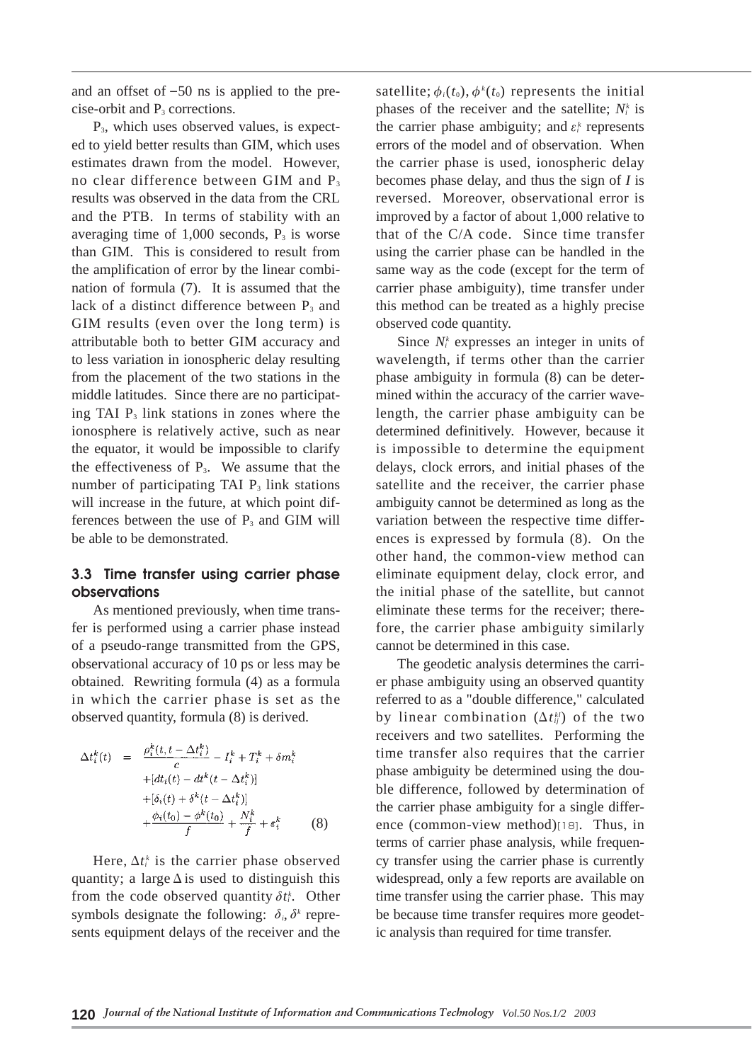and an offset of −50 ns is applied to the precise-orbit and $P_3$ corrections.

$P_3$, which uses observed values, is expected to yield better results than GIM, which uses estimates drawn from the model. However, no clear difference between GIM and $P_3$ results was observed in the data from the CRL and the PTB. In terms of stability with an averaging time of 1,000 seconds, $P_3$ is worse than GIM. This is considered to result from the amplification of error by the linear combination of formula (7). It is assumed that the lack of a distinct difference between $P_3$ and GIM results (even over the long term) is attributable both to better GIM accuracy and to less variation in ionospheric delay resulting from the placement of the two stations in the middle latitudes. Since there are no participating TAI $P_3$ link stations in zones where the ionosphere is relatively active, such as near the equator, it would be impossible to clarify the effectiveness of $P_3$. We assume that the number of participating TAI $P_3$ link stations will increase in the future, at which point differences between the use of $P_3$ and GIM will be able to be demonstrated.

### 3.3 Time transfer using carrier phase observations

As mentioned previously, when time transfer is performed using a carrier phase instead of a pseudo-range transmitted from the GPS, observational accuracy of 10 ps or less may be obtained. Rewriting formula (4) as a formula in which the carrier phase is set as the observed quantity, formula (8) is derived.

$$\begin{aligned}\Delta t_i^k(t) \;=\;& \frac{\rho_i^k(t, t-\Delta t_i^k)}{c} - I_i^k + T_i^k + \delta m_i^k \\ &+ [dt_i(t) - dt^k(t-\Delta t_i^k)] \\ &+ [\delta_i(t) + \delta^k(t-\Delta t_i^k)] \\ &+ \frac{\phi_i(t_0) - \phi^k(t_0)}{f} + \frac{N_i^k}{f} + \varepsilon_i^k \qquad (8)\end{aligned}$$

Here, $\Delta t_i^k$ is the carrier phase observed quantity; a large $\Delta$ is used to distinguish this from the code observed quantity $\delta t_i^k$. Other symbols designate the following: $\delta_i, \delta^k$ represents equipment delays of the receiver and the satellite; $\phi_i(t_0), \phi^k(t_0)$ represents the initial phases of the receiver and the satellite; $N_i^k$ is the carrier phase ambiguity; and $\varepsilon_i^k$ represents errors of the model and of observation. When the carrier phase is used, ionospheric delay becomes phase delay, and thus the sign of $I$ is reversed. Moreover, observational error is improved by a factor of about 1,000 relative to that of the C/A code. Since time transfer using the carrier phase can be handled in the same way as the code (except for the term of carrier phase ambiguity), time transfer under this method can be treated as a highly precise observed code quantity.

Since $N_i^k$ expresses an integer in units of wavelength, if terms other than the carrier phase ambiguity in formula (8) can be determined within the accuracy of the carrier wavelength, the carrier phase ambiguity can be determined definitively. However, because it is impossible to determine the equipment delays, clock errors, and initial phases of the satellite and the receiver, the carrier phase ambiguity cannot be determined as long as the variation between the respective time differences is expressed by formula (8). On the other hand, the common-view method can eliminate equipment delay, clock error, and the initial phase of the satellite, but cannot eliminate these terms for the receiver; therefore, the carrier phase ambiguity similarly cannot be determined in this case.

The geodetic analysis determines the carrier phase ambiguity using an observed quantity referred to as a "double difference," calculated by linear combination ($\Delta t_{ij}^{kl}$) of the two receivers and two satellites. Performing the time transfer also requires that the carrier phase ambiguity be determined using the double difference, followed by determination of the carrier phase ambiguity for a single difference (common-view method)[18]. Thus, in terms of carrier phase analysis, while frequency transfer using the carrier phase is currently widespread, only a few reports are available on time transfer using the carrier phase. This may be because time transfer requires more geodetic analysis than required for time transfer.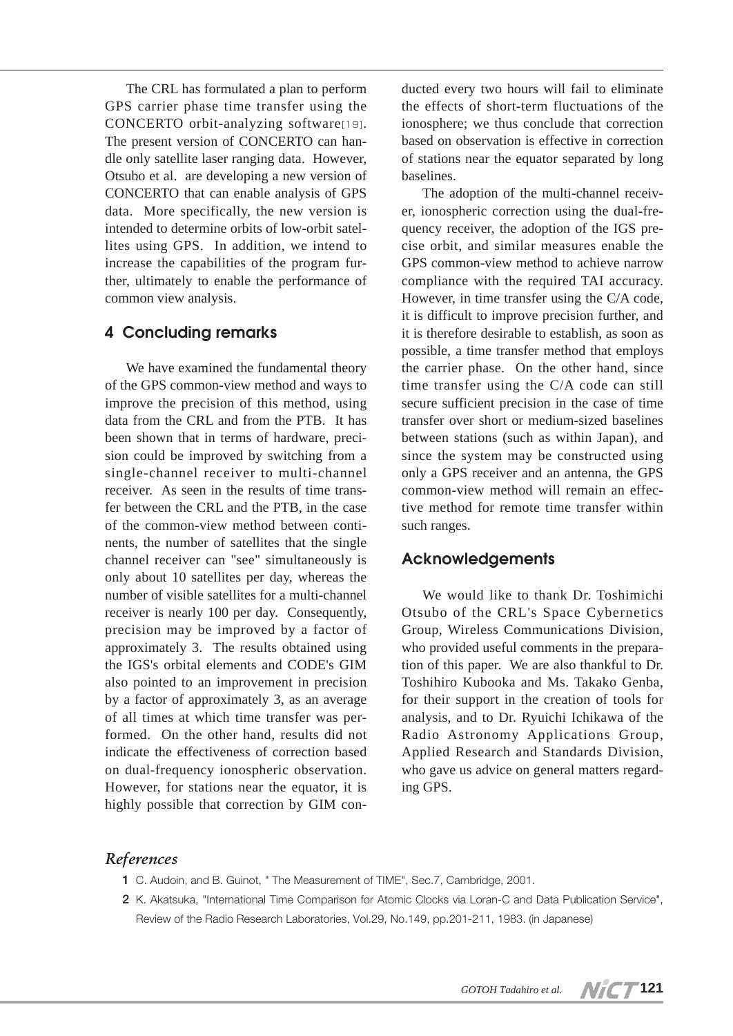The CRL has formulated a plan to perform GPS carrier phase time transfer using the CONCERTO orbit-analyzing software[19]. The present version of CONCERTO can handle only satellite laser ranging data. However, Otsubo et al. are developing a new version of CONCERTO that can enable analysis of GPS data. More specifically, the new version is intended to determine orbits of low-orbit satellites using GPS. In addition, we intend to increase the capabilities of the program further, ultimately to enable the performance of common view analysis.

## 4 Concluding remarks

We have examined the fundamental theory of the GPS common-view method and ways to improve the precision of this method, using data from the CRL and from the PTB. It has been shown that in terms of hardware, precision could be improved by switching from a single-channel receiver to multi-channel receiver. As seen in the results of time transfer between the CRL and the PTB, in the case of the common-view method between continents, the number of satellites that the single channel receiver can "see" simultaneously is only about 10 satellites per day, whereas the number of visible satellites for a multi-channel receiver is nearly 100 per day. Consequently, precision may be improved by a factor of approximately 3. The results obtained using the IGS's orbital elements and CODE's GIM also pointed to an improvement in precision by a factor of approximately 3, as an average of all times at which time transfer was performed. On the other hand, results did not indicate the effectiveness of correction based on dual-frequency ionospheric observation. However, for stations near the equator, it is highly possible that correction by GIM conducted every two hours will fail to eliminate the effects of short-term fluctuations of the ionosphere; we thus conclude that correction based on observation is effective in correction of stations near the equator separated by long baselines.

The adoption of the multi-channel receiver, ionospheric correction using the dual-frequency receiver, the adoption of the IGS precise orbit, and similar measures enable the GPS common-view method to achieve narrow compliance with the required TAI accuracy. However, in time transfer using the C/A code, it is difficult to improve precision further, and it is therefore desirable to establish, as soon as possible, a time transfer method that employs the carrier phase. On the other hand, since time transfer using the C/A code can still secure sufficient precision in the case of time transfer over short or medium-sized baselines between stations (such as within Japan), and since the system may be constructed using only a GPS receiver and an antenna, the GPS common-view method will remain an effective method for remote time transfer within such ranges.

## Acknowledgements

We would like to thank Dr. Toshimichi Otsubo of the CRL's Space Cybernetics Group, Wireless Communications Division, who provided useful comments in the preparation of this paper. We are also thankful to Dr. Toshihiro Kubooka and Ms. Takako Genba, for their support in the creation of tools for analysis, and to Dr. Ryuichi Ichikawa of the Radio Astronomy Applications Group, Applied Research and Standards Division, who gave us advice on general matters regarding GPS.

## *References*

1 C. Audoin, and B. Guinot, " The Measurement of TIME", Sec.7, Cambridge, 2001.

2 K. Akatsuka, "International Time Comparison for Atomic Clocks via Loran-C and Data Publication Service", Review of the Radio Research Laboratories, Vol.29, No.149, pp.201-211, 1983. (in Japanese)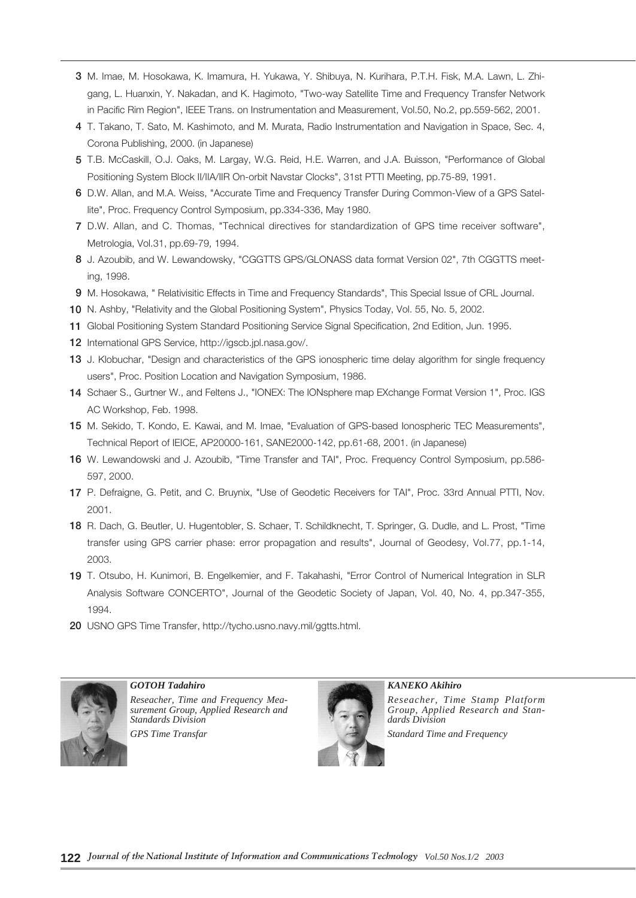3 M. Imae, M. Hosokawa, K. Imamura, H. Yukawa, Y. Shibuya, N. Kurihara, P.T.H. Fisk, M.A. Lawn, L. Zhigang, L. Huanxin, Y. Nakadan, and K. Hagimoto, "Two-way Satellite Time and Frequency Transfer Network in Pacific Rim Region", IEEE Trans. on Instrumentation and Measurement, Vol.50, No.2, pp.559-562, 2001.

4 T. Takano, T. Sato, M. Kashimoto, and M. Murata, Radio Instrumentation and Navigation in Space, Sec. 4, Corona Publishing, 2000. (in Japanese)

5 T.B. McCaskill, O.J. Oaks, M. Largay, W.G. Reid, H.E. Warren, and J.A. Buisson, "Performance of Global Positioning System Block II/IIA/IIR On-orbit Navstar Clocks", 31st PTTI Meeting, pp.75-89, 1991.

6 D.W. Allan, and M.A. Weiss, "Accurate Time and Frequency Transfer During Common-View of a GPS Satellite", Proc. Frequency Control Symposium, pp.334-336, May 1980.

7 D.W. Allan, and C. Thomas, "Technical directives for standardization of GPS time receiver software", Metrologia, Vol.31, pp.69-79, 1994.

8 J. Azoubib, and W. Lewandowsky, "CGGTTS GPS/GLONASS data format Version 02", 7th CGGTTS meeting, 1998.

9 M. Hosokawa, " Relativisitic Effects in Time and Frequency Standards", This Special Issue of CRL Journal.

10 N. Ashby, "Relativity and the Global Positioning System", Physics Today, Vol. 55, No. 5, 2002.

11 Global Positioning System Standard Positioning Service Signal Specification, 2nd Edition, Jun. 1995.

12 International GPS Service, http://igscb.jpl.nasa.gov/.

13 J. Klobuchar, "Design and characteristics of the GPS ionospheric time delay algorithm for single frequency users", Proc. Position Location and Navigation Symposium, 1986.

14 Schaer S., Gurtner W., and Feltens J., "IONEX: The IONsphere map EXchange Format Version 1", Proc. IGS AC Workshop, Feb. 1998.

15 M. Sekido, T. Kondo, E. Kawai, and M. Imae, "Evaluation of GPS-based Ionospheric TEC Measurements", Technical Report of IEICE, AP20000-161, SANE2000-142, pp.61-68, 2001. (in Japanese)

16 W. Lewandowski and J. Azoubib, "Time Transfer and TAI", Proc. Frequency Control Symposium, pp.586-597, 2000.

17 P. Defraigne, G. Petit, and C. Bruynix, "Use of Geodetic Receivers for TAI", Proc. 33rd Annual PTTI, Nov. 2001.

18 R. Dach, G. Beutler, U. Hugentobler, S. Schaer, T. Schildknecht, T. Springer, G. Dudle, and L. Prost, "Time transfer using GPS carrier phase: error propagation and results", Journal of Geodesy, Vol.77, pp.1-14, 2003.

19 T. Otsubo, H. Kunimori, B. Engelkemier, and F. Takahashi, "Error Control of Numerical Integration in SLR Analysis Software CONCERTO", Journal of the Geodetic Society of Japan, Vol. 40, No. 4, pp.347-355, 1994.

20 USNO GPS Time Transfer, http://tycho.usno.navy.mil/ggtts.html.

***GOTOH Tadahiro***

*Reseacher, Time and Frequency Measurement Group, Applied Research and Standards Division*

*GPS Time Transfar*

***KANEKO Akihiro***

*Reseacher, Time Stamp Platform Group, Applied Research and Standards Division*

*Standard Time and Frequency*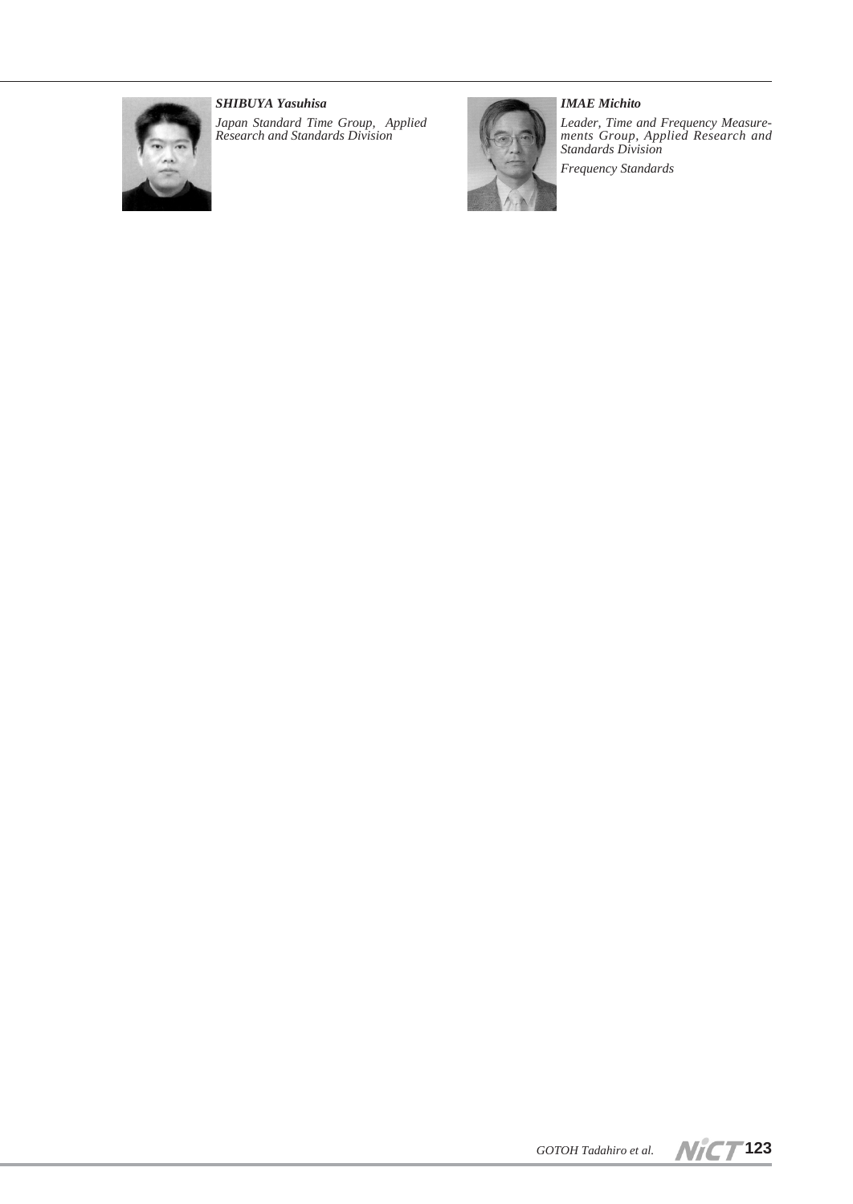***SHIBUYA Yasuhisa***

*Japan Standard Time Group, Applied Research and Standards Division*

***IMAE Michito***

*Leader, Time and Frequency Measurements Group, Applied Research and Standards Division*

*Frequency Standards*